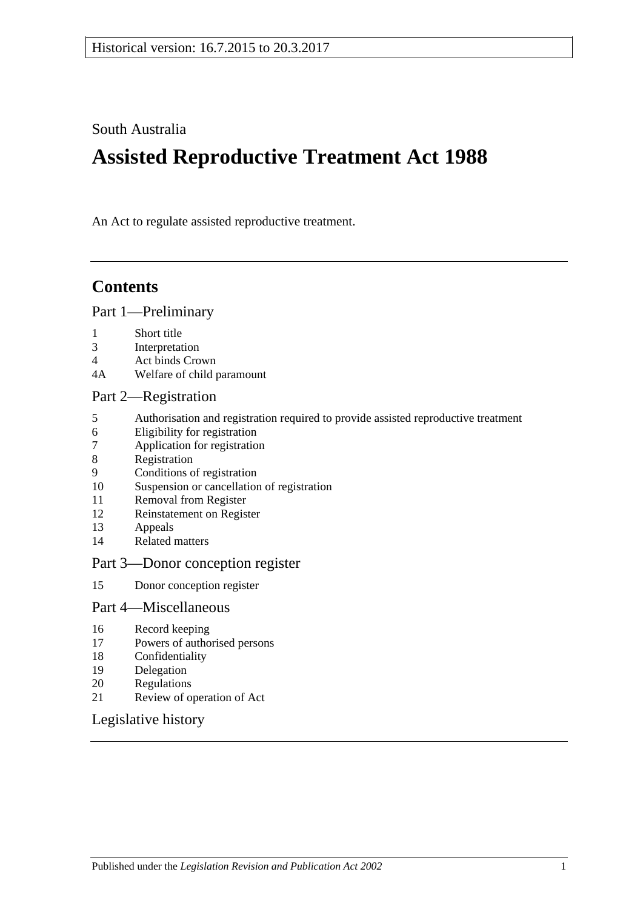Historical version: 16.7.2015 to 20.3.2017

South Australia

# Assisted Reproductive Treatment Act 1988

An Act to regulate assisted reproductive treatment.

## Contents

Part 1—Preliminary

1 Short title
3 Interpretation
4 Act binds Crown
4A Welfare of child paramount

Part 2—Registration

5 Authorisation and registration required to provide assisted reproductive treatment
6 Eligibility for registration
7 Application for registration
8 Registration
9 Conditions of registration
10 Suspension or cancellation of registration
11 Removal from Register
12 Reinstatement on Register
13 Appeals
14 Related matters

Part 3—Donor conception register

15 Donor conception register

Part 4—Miscellaneous

16 Record keeping
17 Powers of authorised persons
18 Confidentiality
19 Delegation
20 Regulations
21 Review of operation of Act

Legislative history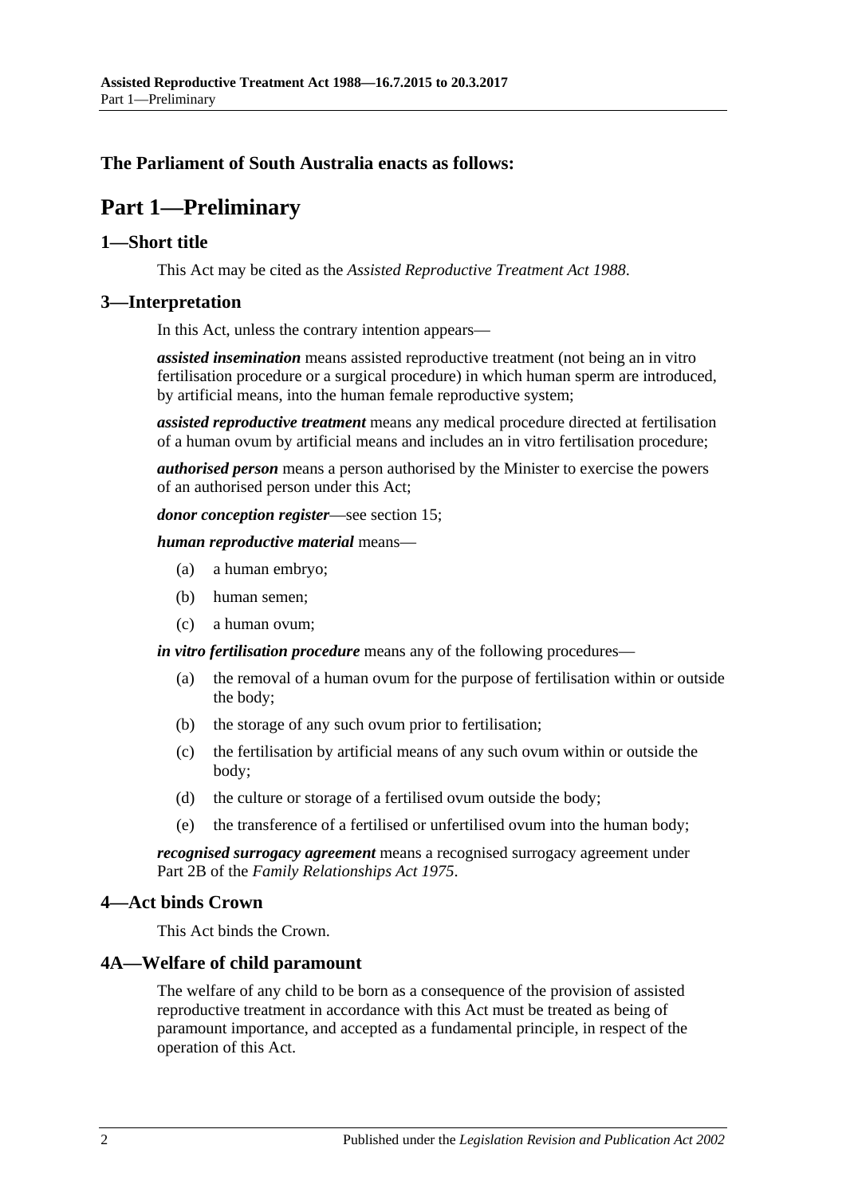**The Parliament of South Australia enacts as follows:**

# Part 1—Preliminary

## 1—Short title

This Act may be cited as the *Assisted Reproductive Treatment Act 1988*.

## 3—Interpretation

In this Act, unless the contrary intention appears—

***assisted insemination*** means assisted reproductive treatment (not being an in vitro fertilisation procedure or a surgical procedure) in which human sperm are introduced, by artificial means, into the human female reproductive system;

***assisted reproductive treatment*** means any medical procedure directed at fertilisation of a human ovum by artificial means and includes an in vitro fertilisation procedure;

***authorised person*** means a person authorised by the Minister to exercise the powers of an authorised person under this Act;

***donor conception register***—see section 15;

***human reproductive material*** means—

- (a) a human embryo;
- (b) human semen;
- (c) a human ovum;

***in vitro fertilisation procedure*** means any of the following procedures—

- (a) the removal of a human ovum for the purpose of fertilisation within or outside the body;
- (b) the storage of any such ovum prior to fertilisation;
- (c) the fertilisation by artificial means of any such ovum within or outside the body;
- (d) the culture or storage of a fertilised ovum outside the body;
- (e) the transference of a fertilised or unfertilised ovum into the human body;

***recognised surrogacy agreement*** means a recognised surrogacy agreement under Part 2B of the *Family Relationships Act 1975*.

## 4—Act binds Crown

This Act binds the Crown.

## 4A—Welfare of child paramount

The welfare of any child to be born as a consequence of the provision of assisted reproductive treatment in accordance with this Act must be treated as being of paramount importance, and accepted as a fundamental principle, in respect of the operation of this Act.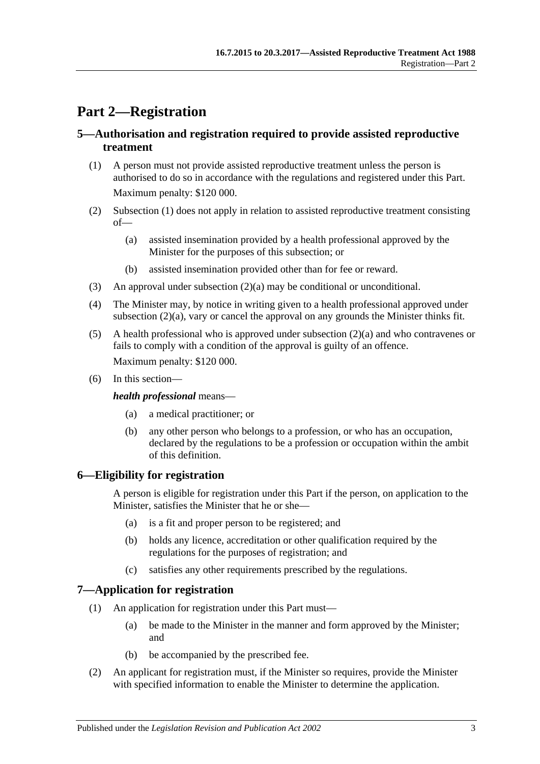# Part 2—Registration

## 5—Authorisation and registration required to provide assisted reproductive treatment

(1) A person must not provide assisted reproductive treatment unless the person is authorised to do so in accordance with the regulations and registered under this Part.

Maximum penalty: $120 000.

(2) Subsection (1) does not apply in relation to assisted reproductive treatment consisting of—

(a) assisted insemination provided by a health professional approved by the Minister for the purposes of this subsection; or

(b) assisted insemination provided other than for fee or reward.

(3) An approval under subsection (2)(a) may be conditional or unconditional.

(4) The Minister may, by notice in writing given to a health professional approved under subsection (2)(a), vary or cancel the approval on any grounds the Minister thinks fit.

(5) A health professional who is approved under subsection (2)(a) and who contravenes or fails to comply with a condition of the approval is guilty of an offence.

Maximum penalty: $120 000.

(6) In this section—

***health professional*** means—

(a) a medical practitioner; or

(b) any other person who belongs to a profession, or who has an occupation, declared by the regulations to be a profession or occupation within the ambit of this definition.

## 6—Eligibility for registration

A person is eligible for registration under this Part if the person, on application to the Minister, satisfies the Minister that he or she—

(a) is a fit and proper person to be registered; and

(b) holds any licence, accreditation or other qualification required by the regulations for the purposes of registration; and

(c) satisfies any other requirements prescribed by the regulations.

## 7—Application for registration

(1) An application for registration under this Part must—

(a) be made to the Minister in the manner and form approved by the Minister; and

(b) be accompanied by the prescribed fee.

(2) An applicant for registration must, if the Minister so requires, provide the Minister with specified information to enable the Minister to determine the application.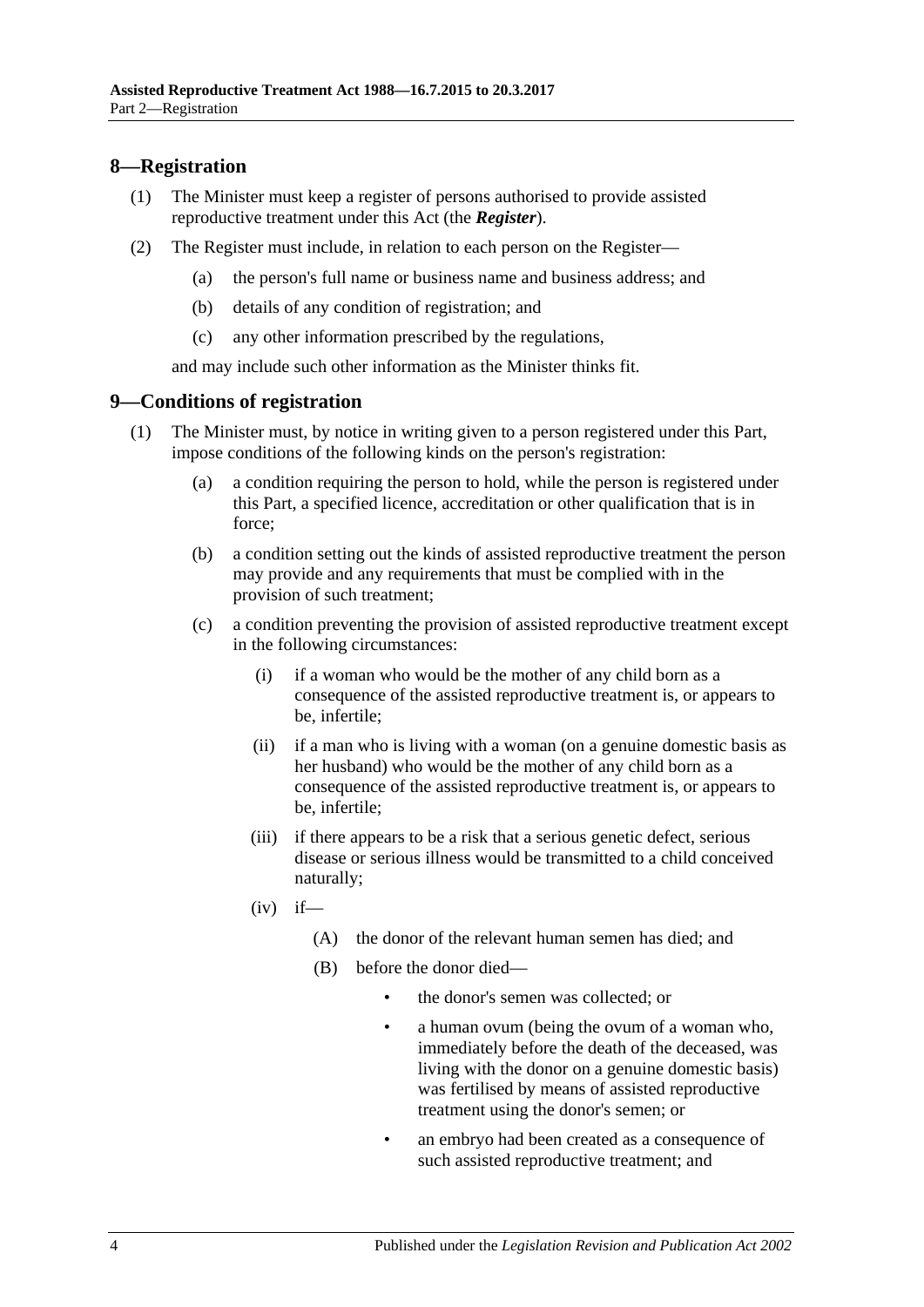## 8—Registration

(1) The Minister must keep a register of persons authorised to provide assisted reproductive treatment under this Act (the ***Register***).

(2) The Register must include, in relation to each person on the Register—

(a) the person's full name or business name and business address; and

(b) details of any condition of registration; and

(c) any other information prescribed by the regulations,

and may include such other information as the Minister thinks fit.

## 9—Conditions of registration

(1) The Minister must, by notice in writing given to a person registered under this Part, impose conditions of the following kinds on the person's registration:

(a) a condition requiring the person to hold, while the person is registered under this Part, a specified licence, accreditation or other qualification that is in force;

(b) a condition setting out the kinds of assisted reproductive treatment the person may provide and any requirements that must be complied with in the provision of such treatment;

(c) a condition preventing the provision of assisted reproductive treatment except in the following circumstances:

(i) if a woman who would be the mother of any child born as a consequence of the assisted reproductive treatment is, or appears to be, infertile;

(ii) if a man who is living with a woman (on a genuine domestic basis as her husband) who would be the mother of any child born as a consequence of the assisted reproductive treatment is, or appears to be, infertile;

(iii) if there appears to be a risk that a serious genetic defect, serious disease or serious illness would be transmitted to a child conceived naturally;

(iv) if—

(A) the donor of the relevant human semen has died; and

(B) before the donor died—

- the donor's semen was collected; or
- a human ovum (being the ovum of a woman who, immediately before the death of the deceased, was living with the donor on a genuine domestic basis) was fertilised by means of assisted reproductive treatment using the donor's semen; or
- an embryo had been created as a consequence of such assisted reproductive treatment; and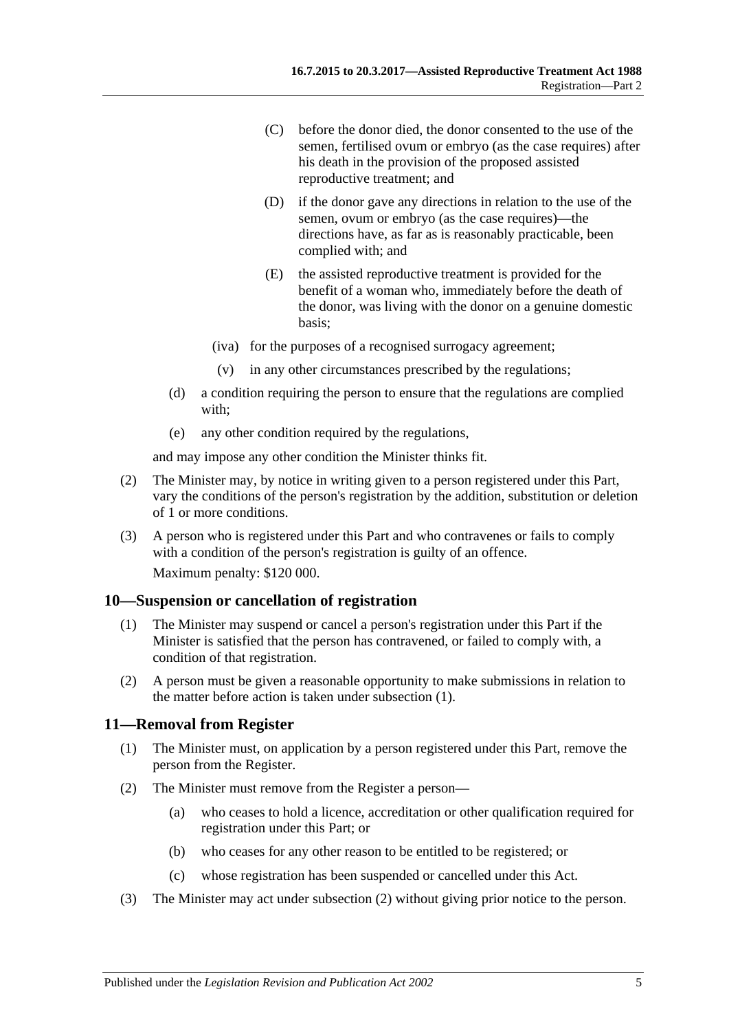(C) before the donor died, the donor consented to the use of the semen, fertilised ovum or embryo (as the case requires) after his death in the provision of the proposed assisted reproductive treatment; and

(D) if the donor gave any directions in relation to the use of the semen, ovum or embryo (as the case requires)—the directions have, as far as is reasonably practicable, been complied with; and

(E) the assisted reproductive treatment is provided for the benefit of a woman who, immediately before the death of the donor, was living with the donor on a genuine domestic basis;

(iva) for the purposes of a recognised surrogacy agreement;

(v) in any other circumstances prescribed by the regulations;

(d) a condition requiring the person to ensure that the regulations are complied with;

(e) any other condition required by the regulations,

and may impose any other condition the Minister thinks fit.

(2) The Minister may, by notice in writing given to a person registered under this Part, vary the conditions of the person's registration by the addition, substitution or deletion of 1 or more conditions.

(3) A person who is registered under this Part and who contravenes or fails to comply with a condition of the person's registration is guilty of an offence.

Maximum penalty: $120 000.

## 10—Suspension or cancellation of registration

(1) The Minister may suspend or cancel a person's registration under this Part if the Minister is satisfied that the person has contravened, or failed to comply with, a condition of that registration.

(2) A person must be given a reasonable opportunity to make submissions in relation to the matter before action is taken under subsection (1).

## 11—Removal from Register

(1) The Minister must, on application by a person registered under this Part, remove the person from the Register.

(2) The Minister must remove from the Register a person—

(a) who ceases to hold a licence, accreditation or other qualification required for registration under this Part; or

(b) who ceases for any other reason to be entitled to be registered; or

(c) whose registration has been suspended or cancelled under this Act.

(3) The Minister may act under subsection (2) without giving prior notice to the person.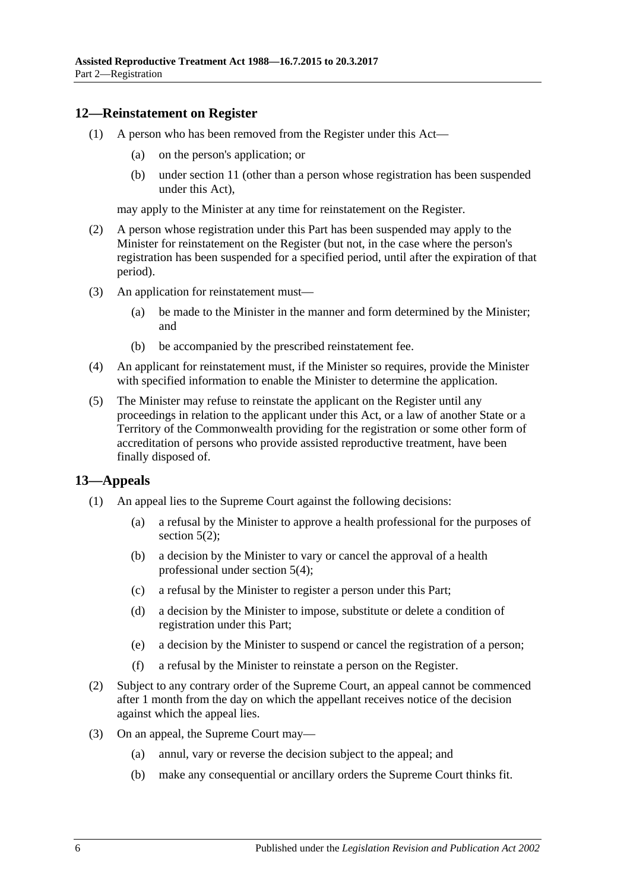## 12—Reinstatement on Register

(1) A person who has been removed from the Register under this Act—

(a) on the person's application; or

(b) under section 11 (other than a person whose registration has been suspended under this Act),

may apply to the Minister at any time for reinstatement on the Register.

(2) A person whose registration under this Part has been suspended may apply to the Minister for reinstatement on the Register (but not, in the case where the person's registration has been suspended for a specified period, until after the expiration of that period).

(3) An application for reinstatement must—

(a) be made to the Minister in the manner and form determined by the Minister; and

(b) be accompanied by the prescribed reinstatement fee.

(4) An applicant for reinstatement must, if the Minister so requires, provide the Minister with specified information to enable the Minister to determine the application.

(5) The Minister may refuse to reinstate the applicant on the Register until any proceedings in relation to the applicant under this Act, or a law of another State or a Territory of the Commonwealth providing for the registration or some other form of accreditation of persons who provide assisted reproductive treatment, have been finally disposed of.

## 13—Appeals

(1) An appeal lies to the Supreme Court against the following decisions:

(a) a refusal by the Minister to approve a health professional for the purposes of section 5(2);

(b) a decision by the Minister to vary or cancel the approval of a health professional under section 5(4);

(c) a refusal by the Minister to register a person under this Part;

(d) a decision by the Minister to impose, substitute or delete a condition of registration under this Part;

(e) a decision by the Minister to suspend or cancel the registration of a person;

(f) a refusal by the Minister to reinstate a person on the Register.

(2) Subject to any contrary order of the Supreme Court, an appeal cannot be commenced after 1 month from the day on which the appellant receives notice of the decision against which the appeal lies.

(3) On an appeal, the Supreme Court may—

(a) annul, vary or reverse the decision subject to the appeal; and

(b) make any consequential or ancillary orders the Supreme Court thinks fit.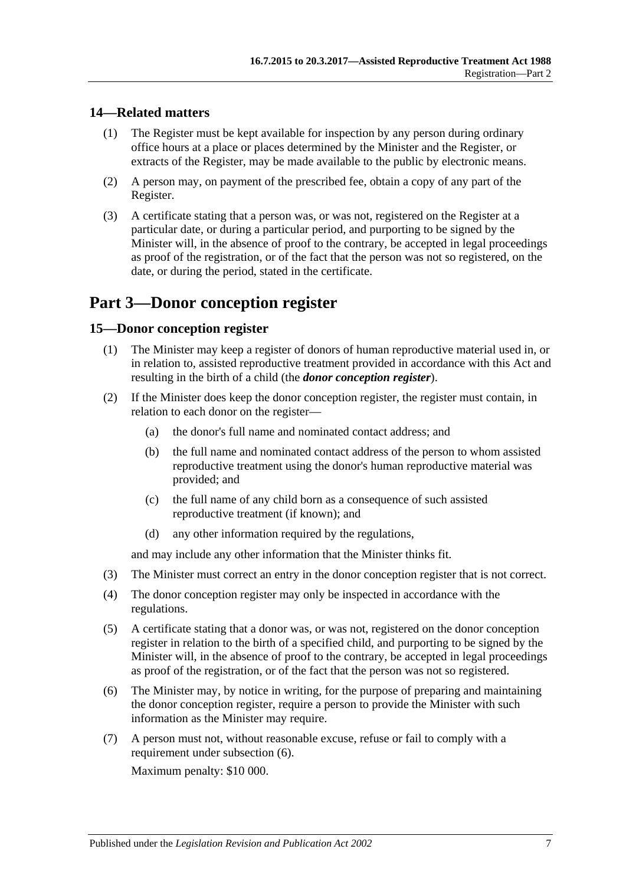## 14—Related matters

(1) The Register must be kept available for inspection by any person during ordinary office hours at a place or places determined by the Minister and the Register, or extracts of the Register, may be made available to the public by electronic means.

(2) A person may, on payment of the prescribed fee, obtain a copy of any part of the Register.

(3) A certificate stating that a person was, or was not, registered on the Register at a particular date, or during a particular period, and purporting to be signed by the Minister will, in the absence of proof to the contrary, be accepted in legal proceedings as proof of the registration, or of the fact that the person was not so registered, on the date, or during the period, stated in the certificate.

# Part 3—Donor conception register

## 15—Donor conception register

(1) The Minister may keep a register of donors of human reproductive material used in, or in relation to, assisted reproductive treatment provided in accordance with this Act and resulting in the birth of a child (the ***donor conception register***).

(2) If the Minister does keep the donor conception register, the register must contain, in relation to each donor on the register—

(a) the donor's full name and nominated contact address; and

(b) the full name and nominated contact address of the person to whom assisted reproductive treatment using the donor's human reproductive material was provided; and

(c) the full name of any child born as a consequence of such assisted reproductive treatment (if known); and

(d) any other information required by the regulations,

and may include any other information that the Minister thinks fit.

(3) The Minister must correct an entry in the donor conception register that is not correct.

(4) The donor conception register may only be inspected in accordance with the regulations.

(5) A certificate stating that a donor was, or was not, registered on the donor conception register in relation to the birth of a specified child, and purporting to be signed by the Minister will, in the absence of proof to the contrary, be accepted in legal proceedings as proof of the registration, or of the fact that the person was not so registered.

(6) The Minister may, by notice in writing, for the purpose of preparing and maintaining the donor conception register, require a person to provide the Minister with such information as the Minister may require.

(7) A person must not, without reasonable excuse, refuse or fail to comply with a requirement under subsection (6).

Maximum penalty: $10 000.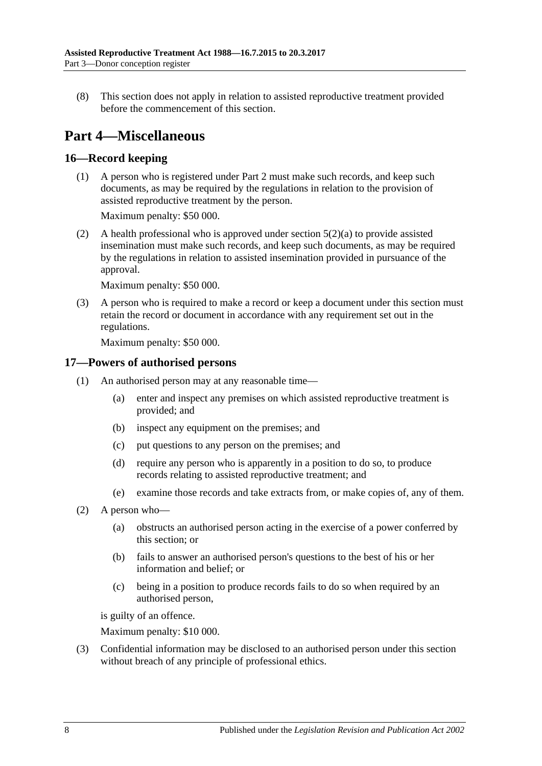(8) This section does not apply in relation to assisted reproductive treatment provided before the commencement of this section.

# Part 4—Miscellaneous

## 16—Record keeping

(1) A person who is registered under Part 2 must make such records, and keep such documents, as may be required by the regulations in relation to the provision of assisted reproductive treatment by the person.

Maximum penalty: $50 000.

(2) A health professional who is approved under section 5(2)(a) to provide assisted insemination must make such records, and keep such documents, as may be required by the regulations in relation to assisted insemination provided in pursuance of the approval.

Maximum penalty: $50 000.

(3) A person who is required to make a record or keep a document under this section must retain the record or document in accordance with any requirement set out in the regulations.

Maximum penalty: $50 000.

## 17—Powers of authorised persons

(1) An authorised person may at any reasonable time—

(a) enter and inspect any premises on which assisted reproductive treatment is provided; and

(b) inspect any equipment on the premises; and

(c) put questions to any person on the premises; and

(d) require any person who is apparently in a position to do so, to produce records relating to assisted reproductive treatment; and

(e) examine those records and take extracts from, or make copies of, any of them.

(2) A person who—

(a) obstructs an authorised person acting in the exercise of a power conferred by this section; or

(b) fails to answer an authorised person's questions to the best of his or her information and belief; or

(c) being in a position to produce records fails to do so when required by an authorised person,

is guilty of an offence.

Maximum penalty: $10 000.

(3) Confidential information may be disclosed to an authorised person under this section without breach of any principle of professional ethics.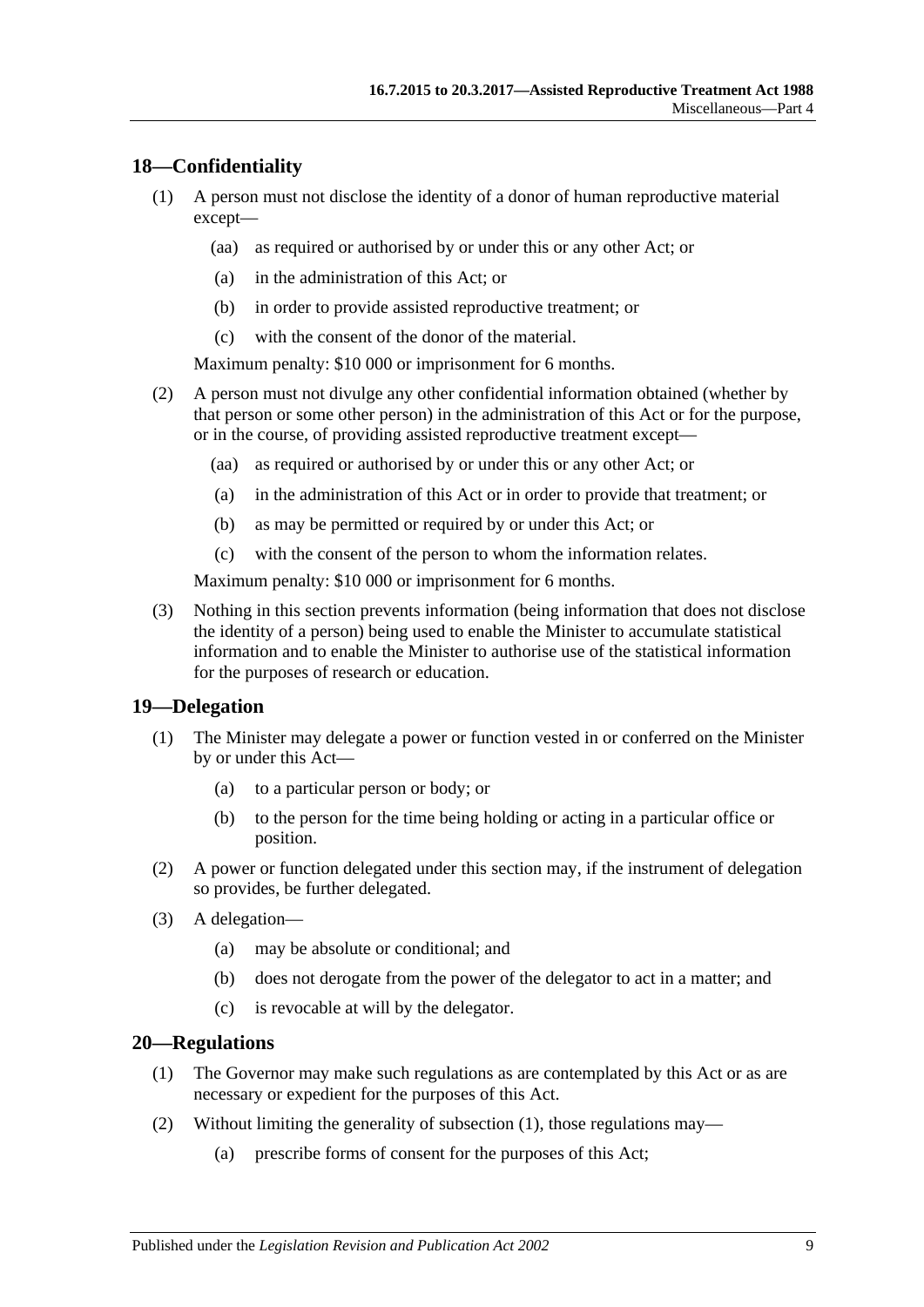## 18—Confidentiality

(1) A person must not disclose the identity of a donor of human reproductive material except—

(aa) as required or authorised by or under this or any other Act; or

(a) in the administration of this Act; or

(b) in order to provide assisted reproductive treatment; or

(c) with the consent of the donor of the material.

Maximum penalty: $10 000 or imprisonment for 6 months.

(2) A person must not divulge any other confidential information obtained (whether by that person or some other person) in the administration of this Act or for the purpose, or in the course, of providing assisted reproductive treatment except—

(aa) as required or authorised by or under this or any other Act; or

(a) in the administration of this Act or in order to provide that treatment; or

(b) as may be permitted or required by or under this Act; or

(c) with the consent of the person to whom the information relates.

Maximum penalty: $10 000 or imprisonment for 6 months.

(3) Nothing in this section prevents information (being information that does not disclose the identity of a person) being used to enable the Minister to accumulate statistical information and to enable the Minister to authorise use of the statistical information for the purposes of research or education.

## 19—Delegation

(1) The Minister may delegate a power or function vested in or conferred on the Minister by or under this Act—

(a) to a particular person or body; or

(b) to the person for the time being holding or acting in a particular office or position.

(2) A power or function delegated under this section may, if the instrument of delegation so provides, be further delegated.

(3) A delegation—

(a) may be absolute or conditional; and

(b) does not derogate from the power of the delegator to act in a matter; and

(c) is revocable at will by the delegator.

## 20—Regulations

(1) The Governor may make such regulations as are contemplated by this Act or as are necessary or expedient for the purposes of this Act.

(2) Without limiting the generality of subsection (1), those regulations may—

(a) prescribe forms of consent for the purposes of this Act;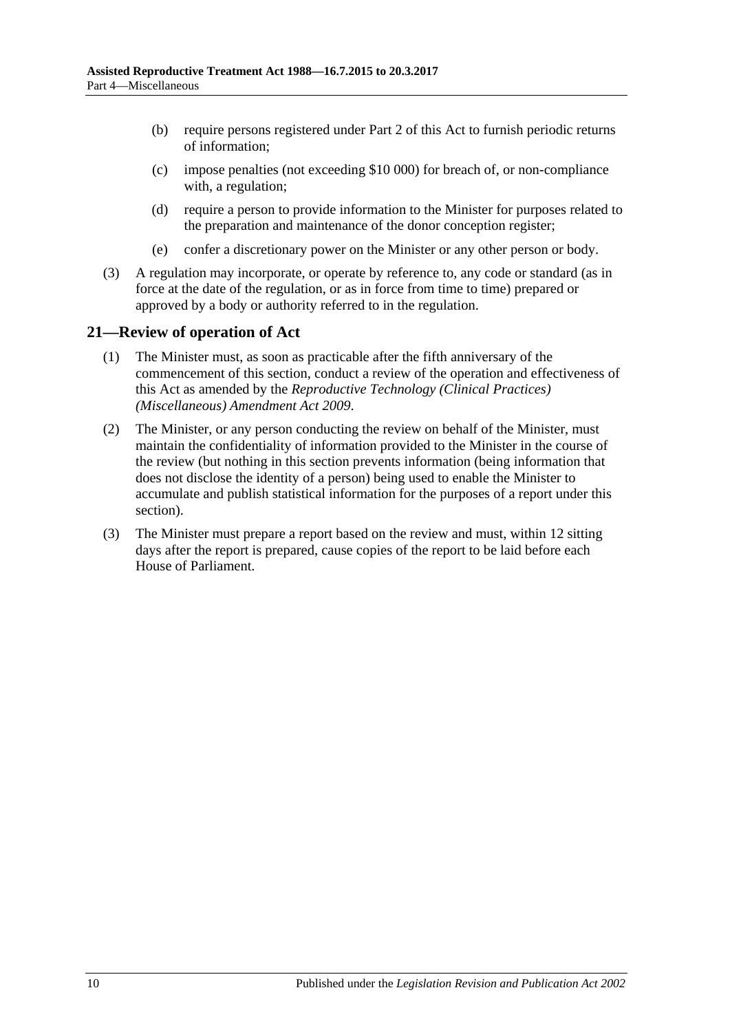(b) require persons registered under Part 2 of this Act to furnish periodic returns of information;

(c) impose penalties (not exceeding $10 000) for breach of, or non-compliance with, a regulation;

(d) require a person to provide information to the Minister for purposes related to the preparation and maintenance of the donor conception register;

(e) confer a discretionary power on the Minister or any other person or body.

(3) A regulation may incorporate, or operate by reference to, any code or standard (as in force at the date of the regulation, or as in force from time to time) prepared or approved by a body or authority referred to in the regulation.

## 21—Review of operation of Act

(1) The Minister must, as soon as practicable after the fifth anniversary of the commencement of this section, conduct a review of the operation and effectiveness of this Act as amended by the *Reproductive Technology (Clinical Practices) (Miscellaneous) Amendment Act 2009*.

(2) The Minister, or any person conducting the review on behalf of the Minister, must maintain the confidentiality of information provided to the Minister in the course of the review (but nothing in this section prevents information (being information that does not disclose the identity of a person) being used to enable the Minister to accumulate and publish statistical information for the purposes of a report under this section).

(3) The Minister must prepare a report based on the review and must, within 12 sitting days after the report is prepared, cause copies of the report to be laid before each House of Parliament.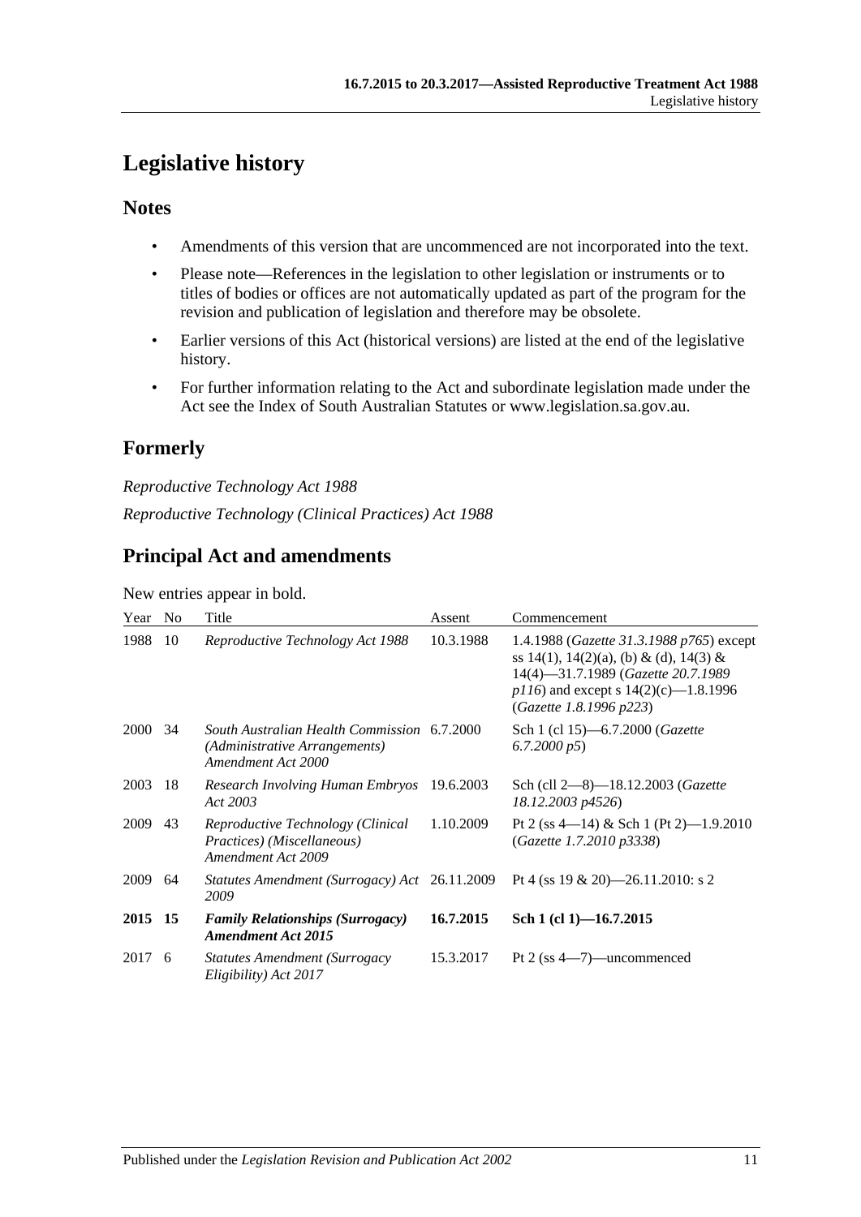# Legislative history

## Notes

- Amendments of this version that are uncommenced are not incorporated into the text.
- Please note—References in the legislation to other legislation or instruments or to titles of bodies or offices are not automatically updated as part of the program for the revision and publication of legislation and therefore may be obsolete.
- Earlier versions of this Act (historical versions) are listed at the end of the legislative history.
- For further information relating to the Act and subordinate legislation made under the Act see the Index of South Australian Statutes or www.legislation.sa.gov.au.

## Formerly

*Reproductive Technology Act 1988*

*Reproductive Technology (Clinical Practices) Act 1988*

## Principal Act and amendments

New entries appear in bold.

| Year | No | Title | Assent | Commencement |
|---|---|---|---|---|
| 1988 | 10 | *Reproductive Technology Act 1988* | 10.3.1988 | 1.4.1988 (*Gazette 31.3.1988 p765*) except ss 14(1), 14(2)(a), (b) & (d), 14(3) & 14(4)—31.7.1989 (*Gazette 20.7.1989 p116*) and except s 14(2)(c)—1.8.1996 (*Gazette 1.8.1996 p223*) |
| 2000 | 34 | *South Australian Health Commission (Administrative Arrangements) Amendment Act 2000* | 6.7.2000 | Sch 1 (cl 15)—6.7.2000 (*Gazette 6.7.2000 p5*) |
| 2003 | 18 | *Research Involving Human Embryos Act 2003* | 19.6.2003 | Sch (cll 2—8)—18.12.2003 (*Gazette 18.12.2003 p4526*) |
| 2009 | 43 | *Reproductive Technology (Clinical Practices) (Miscellaneous) Amendment Act 2009* | 1.10.2009 | Pt 2 (ss 4—14) & Sch 1 (Pt 2)—1.9.2010 (*Gazette 1.7.2010 p3338*) |
| 2009 | 64 | *Statutes Amendment (Surrogacy) Act 2009* | 26.11.2009 | Pt 4 (ss 19 & 20)—26.11.2010: s 2 |
| **2015** | **15** | ***Family Relationships (Surrogacy) Amendment Act 2015*** | **16.7.2015** | **Sch 1 (cl 1)—16.7.2015** |
| 2017 | 6 | *Statutes Amendment (Surrogacy Eligibility) Act 2017* | 15.3.2017 | Pt 2 (ss 4—7)—uncommenced |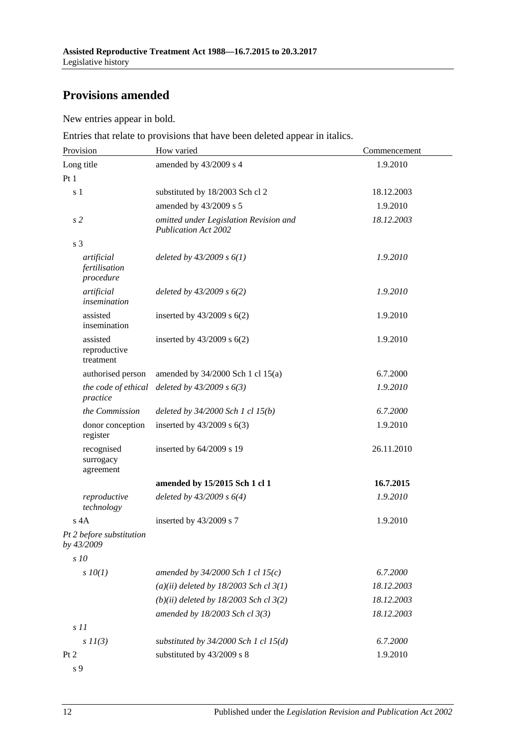## Provisions amended

New entries appear in bold.

Entries that relate to provisions that have been deleted appear in italics.

| Provision | How varied | Commencement |
|---|---|---|
| Long title | amended by 43/2009 s 4 | 1.9.2010 |
| Pt 1 | | |
| s 1 | substituted by 18/2003 Sch cl 2 | 18.12.2003 |
| | amended by 43/2009 s 5 | 1.9.2010 |
| *s 2* | *omitted under Legislation Revision and Publication Act 2002* | *18.12.2003* |
| s 3 | | |
| *artificial fertilisation procedure* | *deleted by 43/2009 s 6(1)* | *1.9.2010* |
| *artificial insemination* | *deleted by 43/2009 s 6(2)* | *1.9.2010* |
| assisted insemination | inserted by 43/2009 s 6(2) | 1.9.2010 |
| assisted reproductive treatment | inserted by 43/2009 s 6(2) | 1.9.2010 |
| authorised person | amended by 34/2000 Sch 1 cl 15(a) | 6.7.2000 |
| *the code of ethical practice* | *deleted by 43/2009 s 6(3)* | *1.9.2010* |
| *the Commission* | *deleted by 34/2000 Sch 1 cl 15(b)* | *6.7.2000* |
| donor conception register | inserted by 43/2009 s 6(3) | 1.9.2010 |
| recognised surrogacy agreement | inserted by 64/2009 s 19 | 26.11.2010 |
| | **amended by 15/2015 Sch 1 cl 1** | **16.7.2015** |
| *reproductive technology* | *deleted by 43/2009 s 6(4)* | *1.9.2010* |
| s 4A | inserted by 43/2009 s 7 | 1.9.2010 |
| *Pt 2 before substitution by 43/2009* | | |
| *s 10* | | |
| *s 10(1)* | *amended by 34/2000 Sch 1 cl 15(c)* | *6.7.2000* |
| | *(a)(ii) deleted by 18/2003 Sch cl 3(1)* | *18.12.2003* |
| | *(b)(ii) deleted by 18/2003 Sch cl 3(2)* | *18.12.2003* |
| | *amended by 18/2003 Sch cl 3(3)* | *18.12.2003* |
| *s 11* | | |
| *s 11(3)* | *substituted by 34/2000 Sch 1 cl 15(d)* | *6.7.2000* |
| Pt 2 | substituted by 43/2009 s 8 | 1.9.2010 |
| s 9 | | |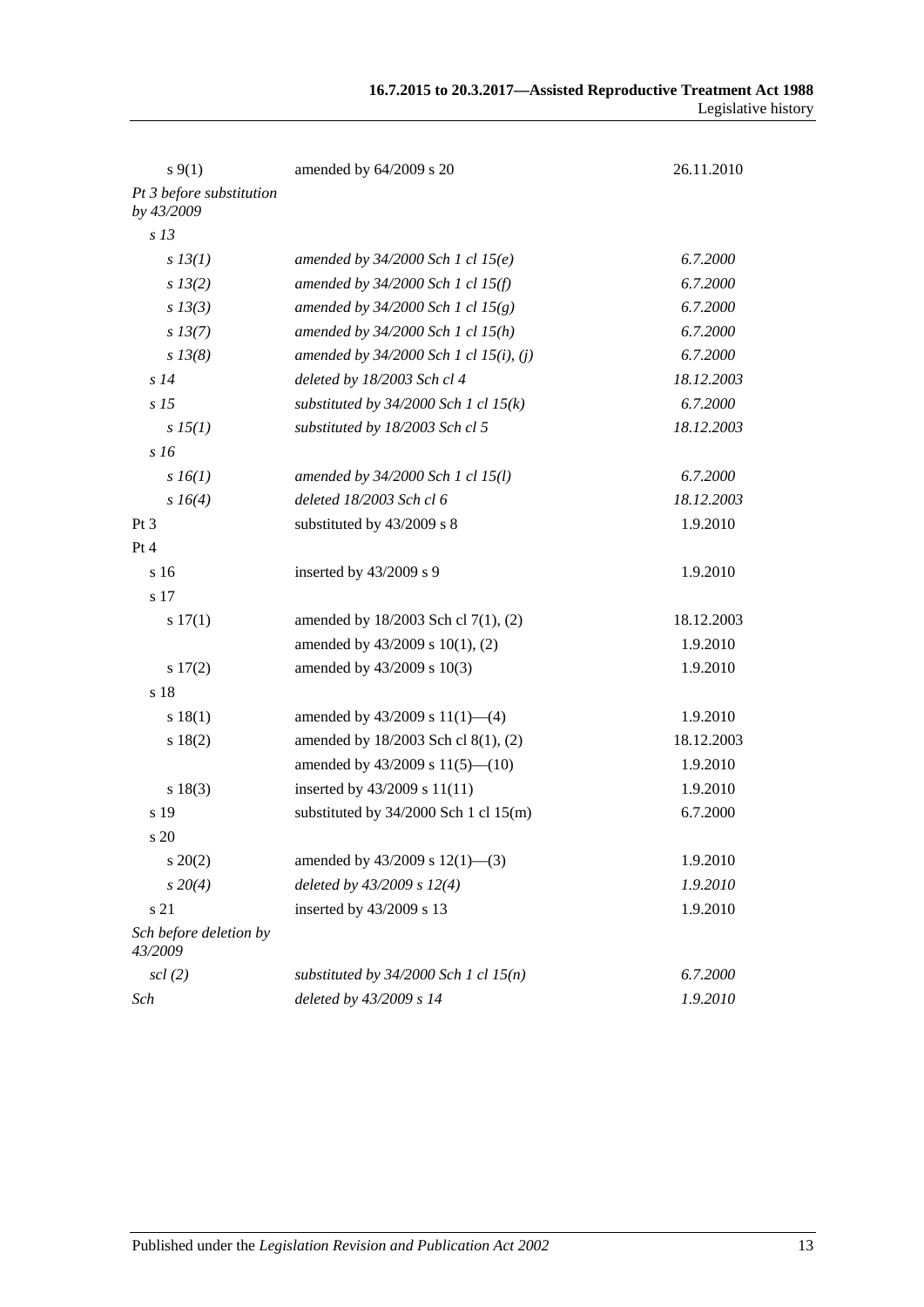| | | |
|---|---|---|
| s 9(1) | amended by 64/2009 s 20 | 26.11.2010 |
| *Pt 3 before substitution by 43/2009* | | |
| *s 13* | | |
| *s 13(1)* | *amended by 34/2000 Sch 1 cl 15(e)* | *6.7.2000* |
| *s 13(2)* | *amended by 34/2000 Sch 1 cl 15(f)* | *6.7.2000* |
| *s 13(3)* | *amended by 34/2000 Sch 1 cl 15(g)* | *6.7.2000* |
| *s 13(7)* | *amended by 34/2000 Sch 1 cl 15(h)* | *6.7.2000* |
| *s 13(8)* | *amended by 34/2000 Sch 1 cl 15(i), (j)* | *6.7.2000* |
| *s 14* | *deleted by 18/2003 Sch cl 4* | *18.12.2003* |
| *s 15* | *substituted by 34/2000 Sch 1 cl 15(k)* | *6.7.2000* |
| *s 15(1)* | *substituted by 18/2003 Sch cl 5* | *18.12.2003* |
| *s 16* | | |
| *s 16(1)* | *amended by 34/2000 Sch 1 cl 15(l)* | *6.7.2000* |
| *s 16(4)* | *deleted 18/2003 Sch cl 6* | *18.12.2003* |
| Pt 3 | substituted by 43/2009 s 8 | 1.9.2010 |
| Pt 4 | | |
| s 16 | inserted by 43/2009 s 9 | 1.9.2010 |
| s 17 | | |
| s 17(1) | amended by 18/2003 Sch cl 7(1), (2) | 18.12.2003 |
| | amended by 43/2009 s 10(1), (2) | 1.9.2010 |
| s 17(2) | amended by 43/2009 s 10(3) | 1.9.2010 |
| s 18 | | |
| s 18(1) | amended by 43/2009 s 11(1)—(4) | 1.9.2010 |
| s 18(2) | amended by 18/2003 Sch cl 8(1), (2) | 18.12.2003 |
| | amended by 43/2009 s 11(5)—(10) | 1.9.2010 |
| s 18(3) | inserted by 43/2009 s 11(11) | 1.9.2010 |
| s 19 | substituted by 34/2000 Sch 1 cl 15(m) | 6.7.2000 |
| s 20 | | |
| s 20(2) | amended by 43/2009 s 12(1)—(3) | 1.9.2010 |
| *s 20(4)* | *deleted by 43/2009 s 12(4)* | *1.9.2010* |
| s 21 | inserted by 43/2009 s 13 | 1.9.2010 |
| *Sch before deletion by 43/2009* | | |
| *scl (2)* | *substituted by 34/2000 Sch 1 cl 15(n)* | *6.7.2000* |
| *Sch* | *deleted by 43/2009 s 14* | *1.9.2010* |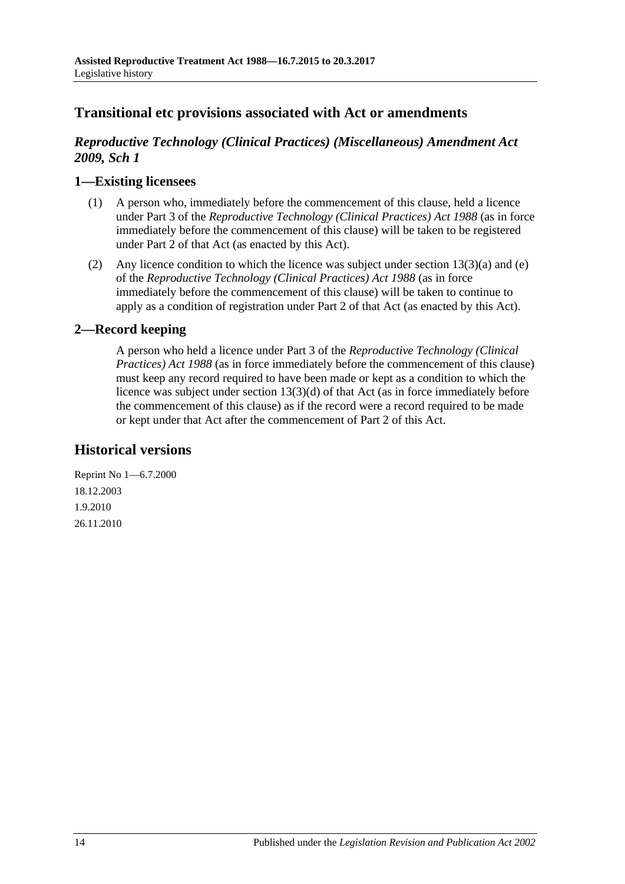## Transitional etc provisions associated with Act or amendments

### *Reproductive Technology (Clinical Practices) (Miscellaneous) Amendment Act 2009, Sch 1*

### 1—Existing licensees

(1) A person who, immediately before the commencement of this clause, held a licence under Part 3 of the *Reproductive Technology (Clinical Practices) Act 1988* (as in force immediately before the commencement of this clause) will be taken to be registered under Part 2 of that Act (as enacted by this Act).

(2) Any licence condition to which the licence was subject under section 13(3)(a) and (e) of the *Reproductive Technology (Clinical Practices) Act 1988* (as in force immediately before the commencement of this clause) will be taken to continue to apply as a condition of registration under Part 2 of that Act (as enacted by this Act).

### 2—Record keeping

A person who held a licence under Part 3 of the *Reproductive Technology (Clinical Practices) Act 1988* (as in force immediately before the commencement of this clause) must keep any record required to have been made or kept as a condition to which the licence was subject under section 13(3)(d) of that Act (as in force immediately before the commencement of this clause) as if the record were a record required to be made or kept under that Act after the commencement of Part 2 of this Act.

## Historical versions

Reprint No 1—6.7.2000

18.12.2003

1.9.2010

26.11.2010